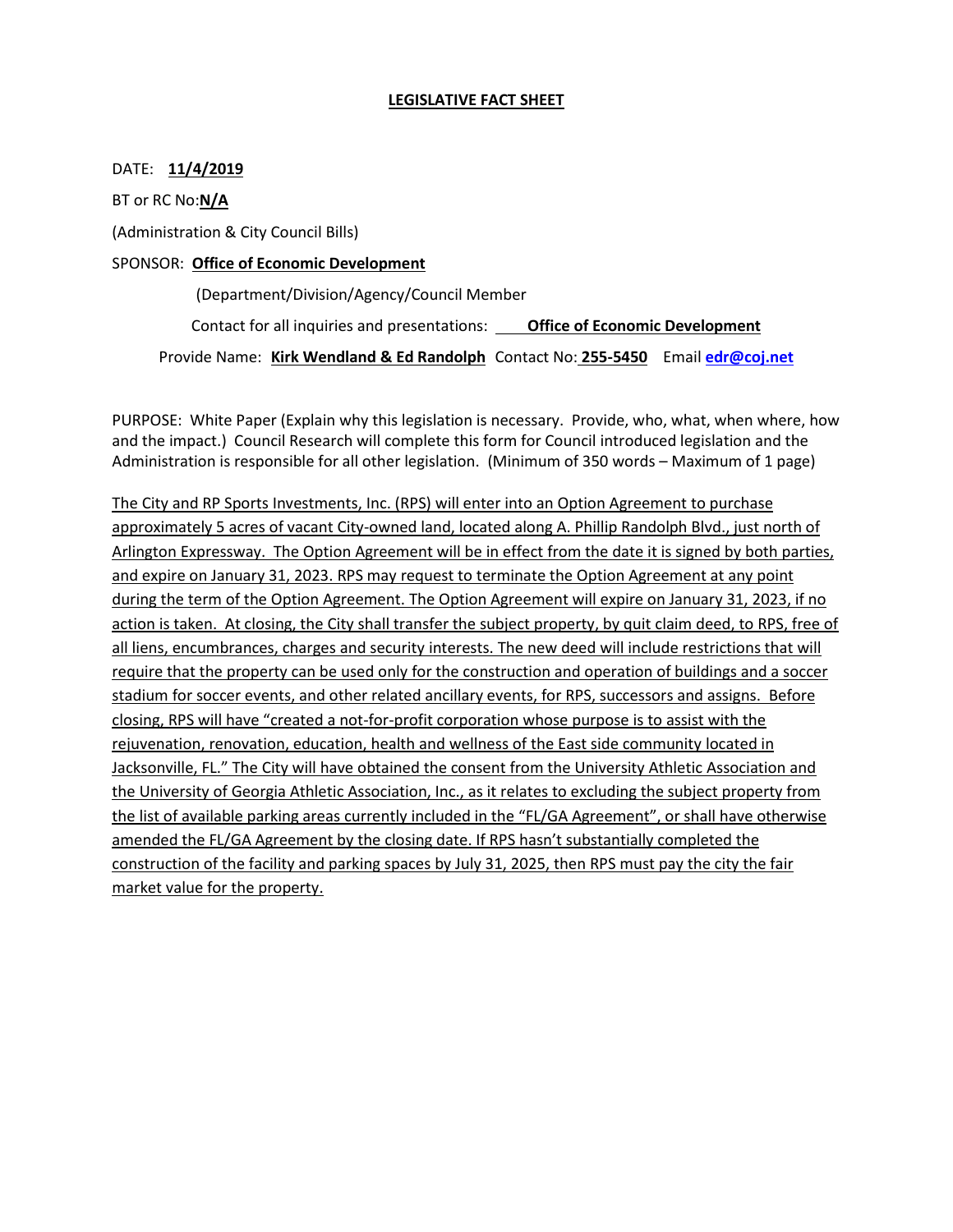# LEGISLATIVE FACT SHEET

DATE: **11/4/2019**

BT or RC No:**N/A**

(Administration & City Council Bills)

SPONSOR: **Office of Economic Development**

(Department/Division/Agency/Council Member

Contact for all inquiries and presentations: **Office of Economic Development**

Provide Name: **Kirk Wendland & Ed Randolph** Contact No: **255-5450** Email **edr@coj.net**

PURPOSE: White Paper (Explain why this legislation is necessary. Provide, who, what, when where, how and the impact.) Council Research will complete this form for Council introduced legislation and the Administration is responsible for all other legislation. (Minimum of 350 words – Maximum of 1 page)

The City and RP Sports Investments, Inc. (RPS) will enter into an Option Agreement to purchase approximately 5 acres of vacant City-owned land, located along A. Phillip Randolph Blvd., just north of Arlington Expressway. The Option Agreement will be in effect from the date it is signed by both parties, and expire on January 31, 2023. RPS may request to terminate the Option Agreement at any point during the term of the Option Agreement. The Option Agreement will expire on January 31, 2023, if no action is taken. At closing, the City shall transfer the subject property, by quit claim deed, to RPS, free of all liens, encumbrances, charges and security interests. The new deed will include restrictions that will require that the property can be used only for the construction and operation of buildings and a soccer stadium for soccer events, and other related ancillary events, for RPS, successors and assigns. Before closing, RPS will have "created a not-for-profit corporation whose purpose is to assist with the rejuvenation, renovation, education, health and wellness of the East side community located in Jacksonville, FL." The City will have obtained the consent from the University Athletic Association and the University of Georgia Athletic Association, Inc., as it relates to excluding the subject property from the list of available parking areas currently included in the "FL/GA Agreement", or shall have otherwise amended the FL/GA Agreement by the closing date. If RPS hasn't substantially completed the construction of the facility and parking spaces by July 31, 2025, then RPS must pay the city the fair market value for the property.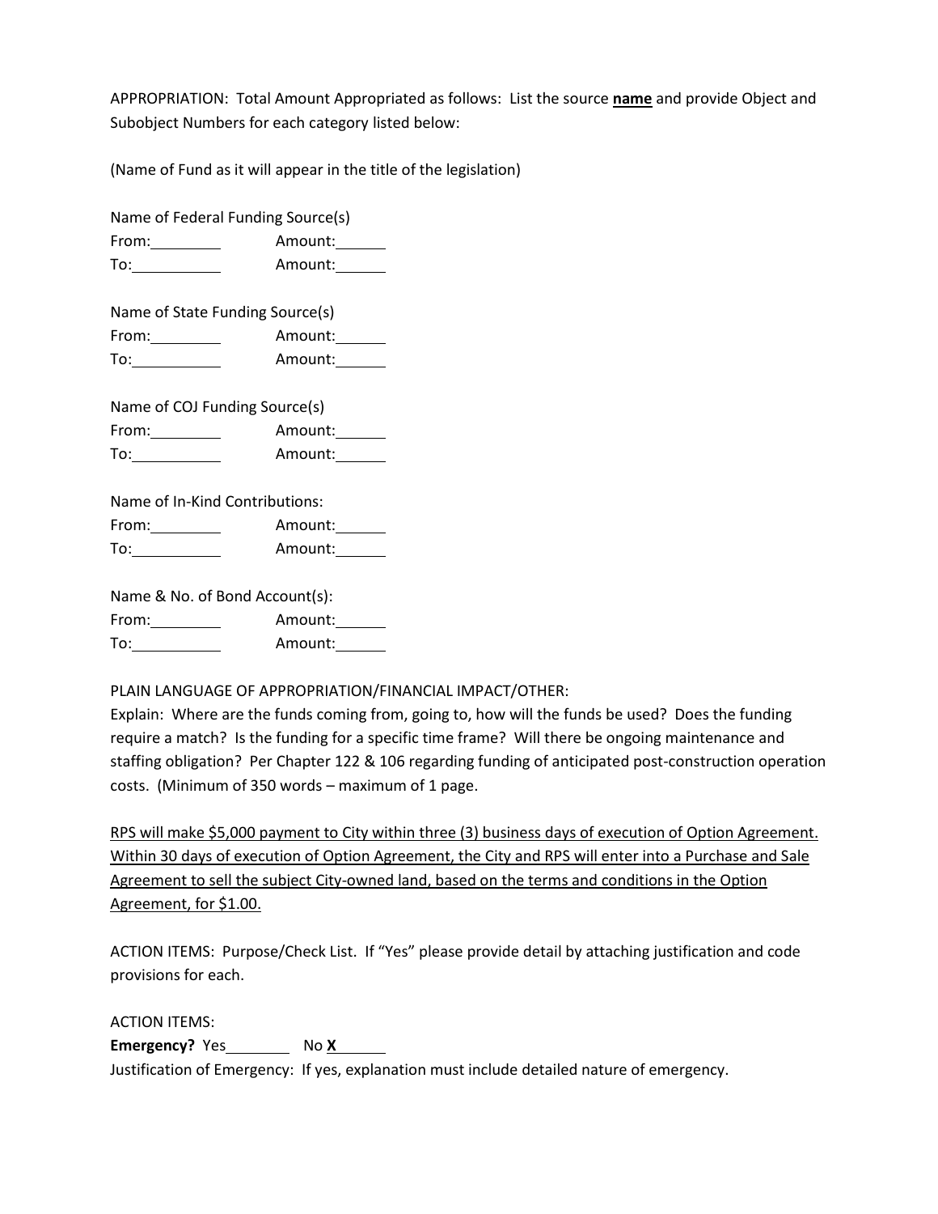APPROPRIATION: Total Amount Appropriated as follows: List the source **name** and provide Object and Subobject Numbers for each category listed below:

(Name of Fund as it will appear in the title of the legislation)

Name of Federal Funding Source(s)
From:_________ Amount:______
To:___________ Amount:______

Name of State Funding Source(s)
From:_________ Amount:______
To:___________ Amount:______

Name of COJ Funding Source(s)
From:_________ Amount:______
To:___________ Amount:______

Name of In-Kind Contributions:
From:_________ Amount:______
To:___________ Amount:______

Name & No. of Bond Account(s):
From:_________ Amount:______
To:___________ Amount:______

PLAIN LANGUAGE OF APPROPRIATION/FINANCIAL IMPACT/OTHER:
Explain: Where are the funds coming from, going to, how will the funds be used? Does the funding require a match? Is the funding for a specific time frame? Will there be ongoing maintenance and staffing obligation? Per Chapter 122 & 106 regarding funding of anticipated post-construction operation costs. (Minimum of 350 words – maximum of 1 page.

<u>RPS will make $5,000 payment to City within three (3) business days of execution of Option Agreement. Within 30 days of execution of Option Agreement, the City and RPS will enter into a Purchase and Sale Agreement to sell the subject City-owned land, based on the terms and conditions in the Option Agreement, for $1.00.</u>

ACTION ITEMS: Purpose/Check List. If "Yes" please provide detail by attaching justification and code provisions for each.

ACTION ITEMS:
**Emergency?** Yes________ No **X**______
Justification of Emergency: If yes, explanation must include detailed nature of emergency.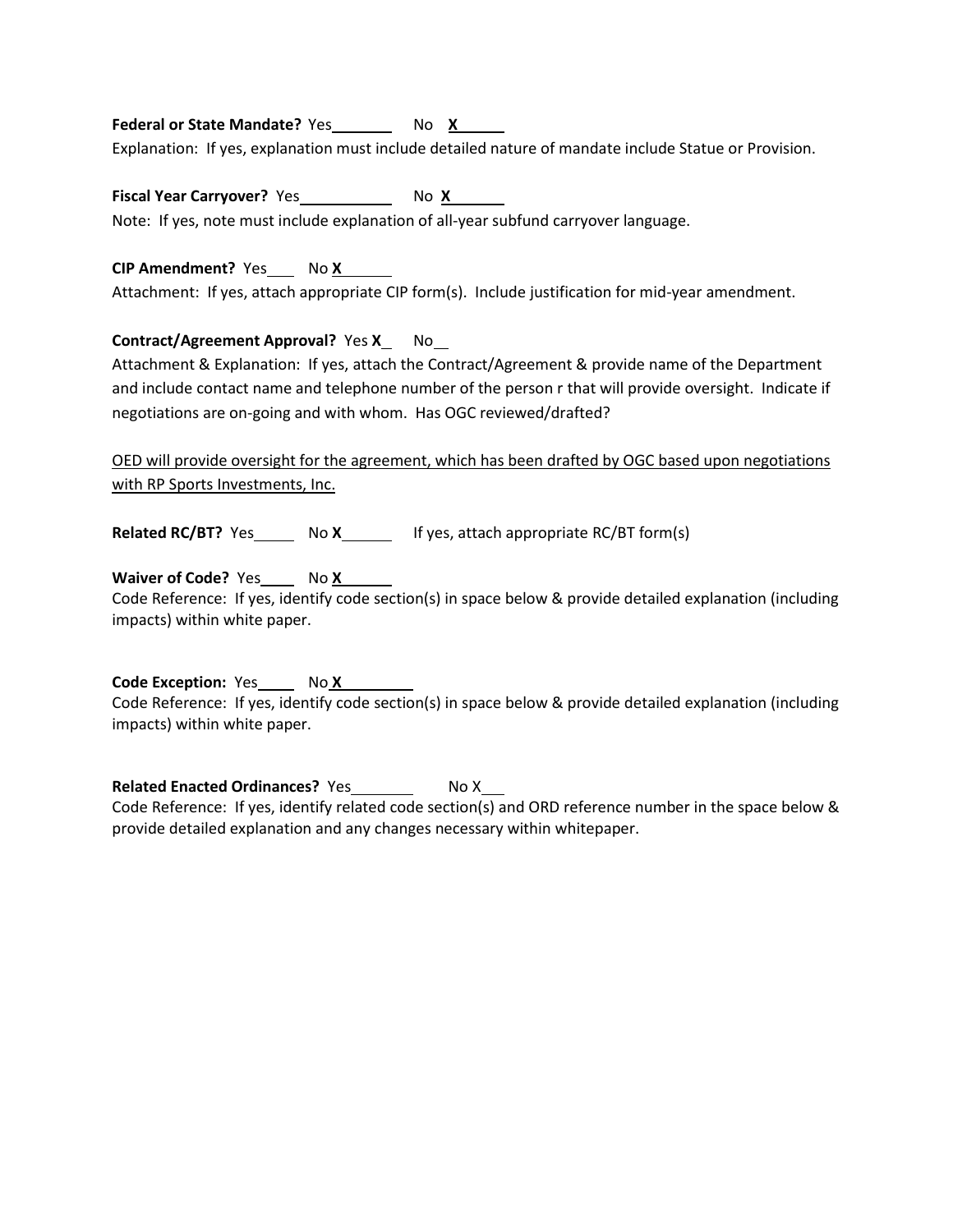**Federal or State Mandate?** Yes\_\_\_\_\_\_\_ No **X**

Explanation: If yes, explanation must include detailed nature of mandate include Statue or Provision.

**Fiscal Year Carryover?** Yes\_\_\_\_\_\_\_ No **X**

Note: If yes, note must include explanation of all-year subfund carryover language.

**CIP Amendment?** Yes\_\_\_ No **X**

Attachment: If yes, attach appropriate CIP form(s). Include justification for mid-year amendment.

**Contract/Agreement Approval?** Yes **X** No\_\_

Attachment & Explanation: If yes, attach the Contract/Agreement & provide name of the Department and include contact name and telephone number of the person r that will provide oversight. Indicate if negotiations are on-going and with whom. Has OGC reviewed/drafted?

<u>OED will provide oversight for the agreement, which has been drafted by OGC based upon negotiations with RP Sports Investments, Inc.</u>

**Related RC/BT?** Yes\_\_\_\_ No **X** If yes, attach appropriate RC/BT form(s)

**Waiver of Code?** Yes\_\_\_\_ No **X**

Code Reference: If yes, identify code section(s) in space below & provide detailed explanation (including impacts) within white paper.

**Code Exception:** Yes\_\_\_\_ No **X**

Code Reference: If yes, identify code section(s) in space below & provide detailed explanation (including impacts) within white paper.

**Related Enacted Ordinances?** Yes\_\_\_\_\_\_\_ No X

Code Reference: If yes, identify related code section(s) and ORD reference number in the space below & provide detailed explanation and any changes necessary within whitepaper.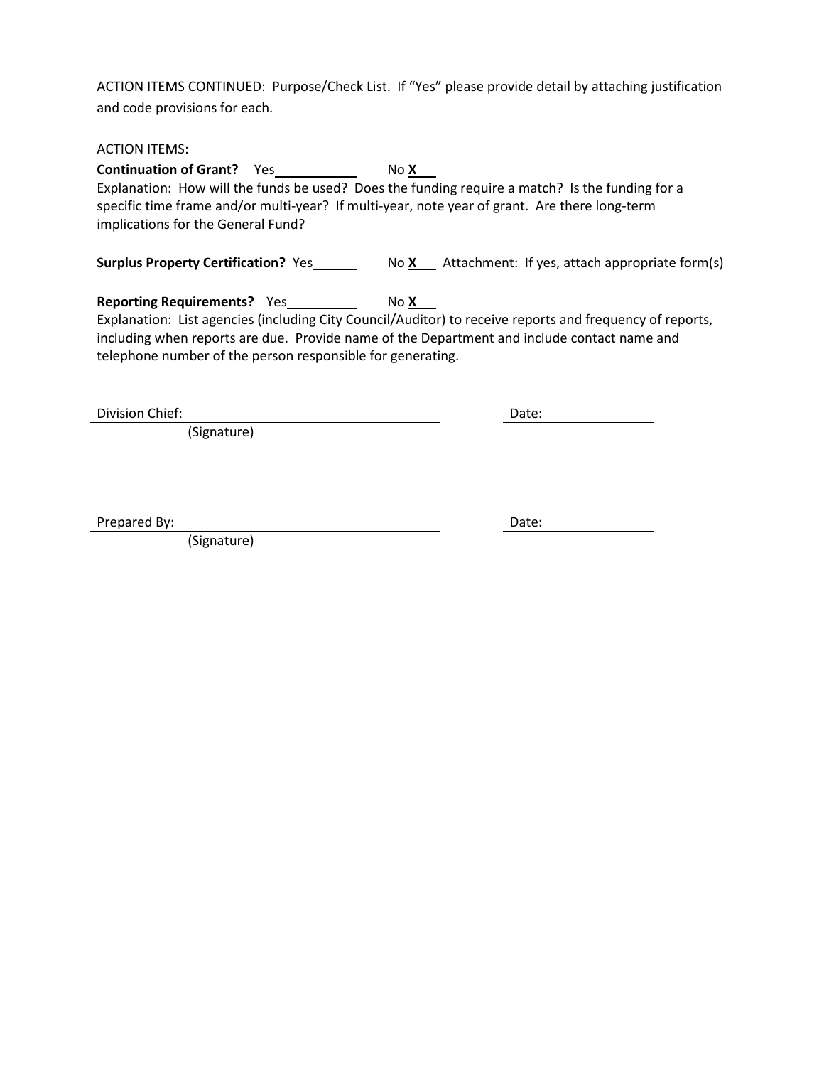ACTION ITEMS CONTINUED: Purpose/Check List. If "Yes" please provide detail by attaching justification and code provisions for each.

ACTION ITEMS:

**Continuation of Grant?** Yes\_\_\_\_\_\_\_\_\_\_ No **X**

Explanation: How will the funds be used? Does the funding require a match? Is the funding for a specific time frame and/or multi-year? If multi-year, note year of grant. Are there long-term implications for the General Fund?

**Surplus Property Certification?** Yes\_\_\_\_\_\_ No **X** Attachment: If yes, attach appropriate form(s)

**Reporting Requirements?** Yes\_\_\_\_\_\_\_\_\_\_ No **X**

Explanation: List agencies (including City Council/Auditor) to receive reports and frequency of reports, including when reports are due. Provide name of the Department and include contact name and telephone number of the person responsible for generating.

Division Chief: \_\_\_\_\_\_\_\_\_\_\_\_\_\_\_\_\_\_\_\_\_\_\_\_\_\_\_\_\_\_ Date: \_\_\_\_\_\_\_\_\_\_\_\_
(Signature)

Prepared By: \_\_\_\_\_\_\_\_\_\_\_\_\_\_\_\_\_\_\_\_\_\_\_\_\_\_\_\_\_\_ Date: \_\_\_\_\_\_\_\_\_\_\_\_
(Signature)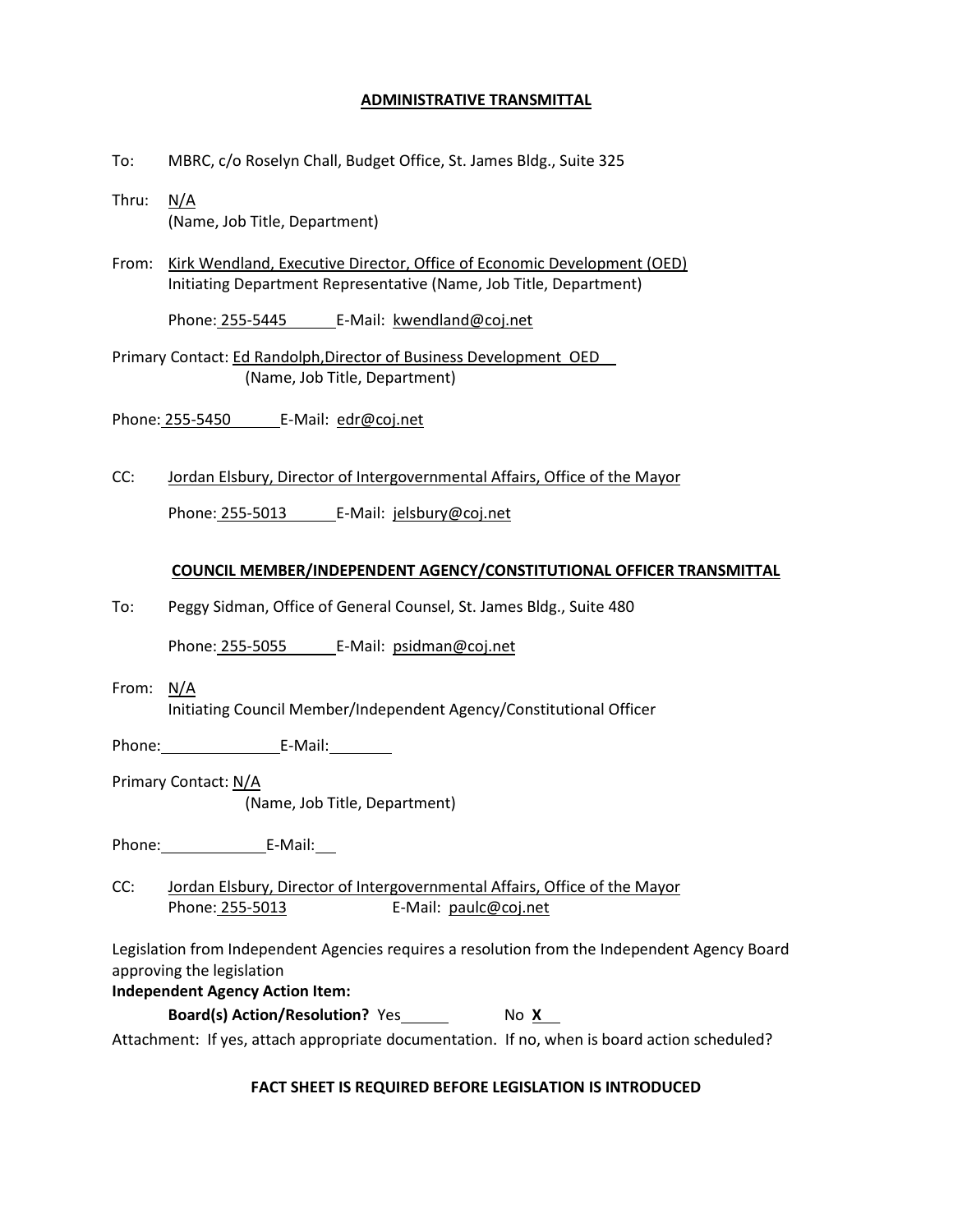**ADMINISTRATIVE TRANSMITTAL**

To: MBRC, c/o Roselyn Chall, Budget Office, St. James Bldg., Suite 325

Thru: N/A
(Name, Job Title, Department)

From: Kirk Wendland, Executive Director, Office of Economic Development (OED)
Initiating Department Representative (Name, Job Title, Department)

Phone: 255-5445 E-Mail: kwendland@coj.net

Primary Contact: Ed Randolph,Director of Business Development OED
(Name, Job Title, Department)

Phone: 255-5450 E-Mail: edr@coj.net

CC: Jordan Elsbury, Director of Intergovernmental Affairs, Office of the Mayor

Phone: 255-5013 E-Mail: jelsbury@coj.net

**COUNCIL MEMBER/INDEPENDENT AGENCY/CONSTITUTIONAL OFFICER TRANSMITTAL**

To: Peggy Sidman, Office of General Counsel, St. James Bldg., Suite 480

Phone: 255-5055 E-Mail: psidman@coj.net

From: N/A
Initiating Council Member/Independent Agency/Constitutional Officer

Phone: ______ E-Mail: ______

Primary Contact: N/A
(Name, Job Title, Department)

Phone: ______ E-Mail: ______

CC: Jordan Elsbury, Director of Intergovernmental Affairs, Office of the Mayor
Phone: 255-5013 E-Mail: paulc@coj.net

Legislation from Independent Agencies requires a resolution from the Independent Agency Board approving the legislation

**Independent Agency Action Item:**

**Board(s) Action/Resolution?** Yes ______ No **X**

Attachment: If yes, attach appropriate documentation. If no, when is board action scheduled?

**FACT SHEET IS REQUIRED BEFORE LEGISLATION IS INTRODUCED**